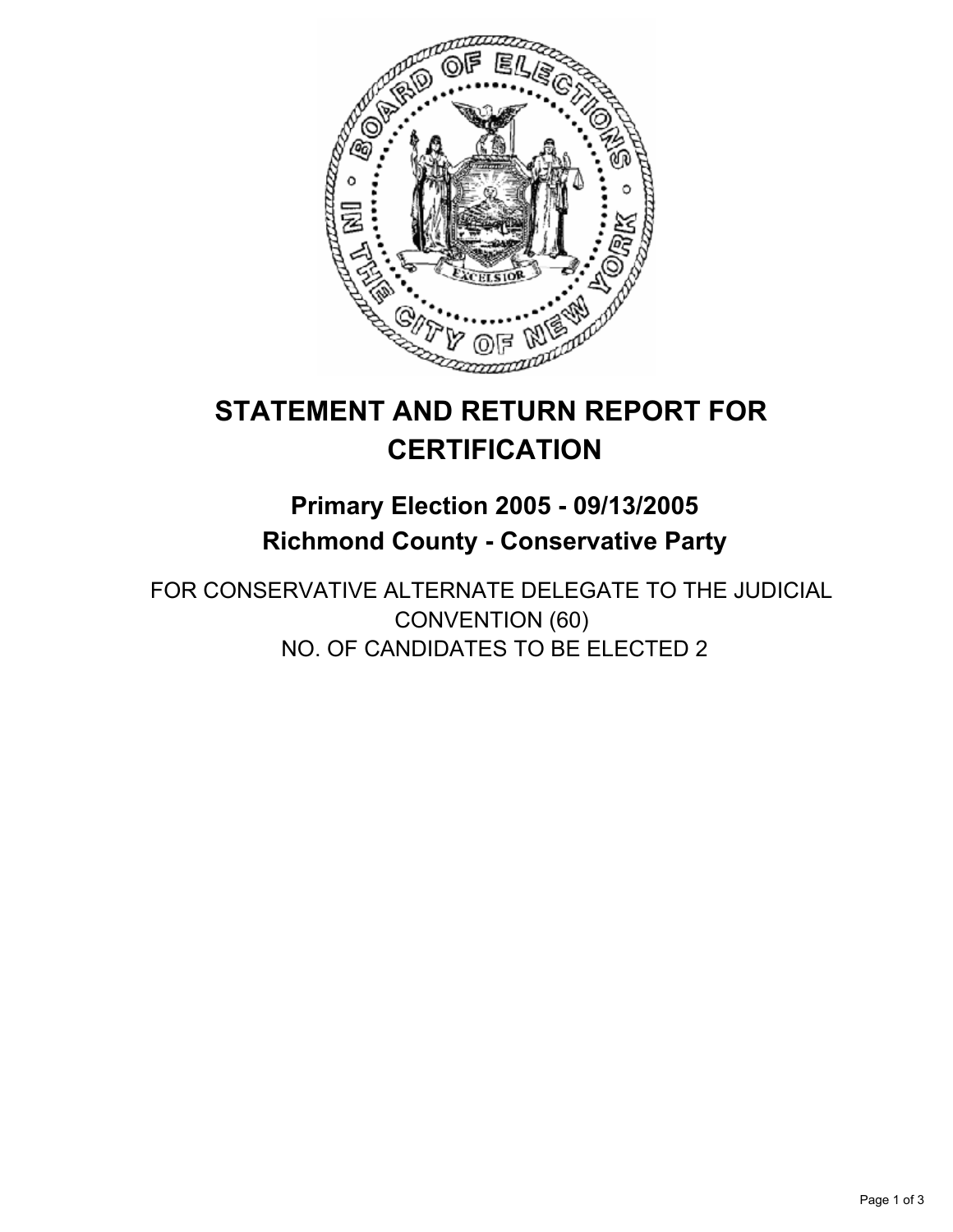# STATEMENT AND RETURN REPORT FOR CERTIFICATION

## Primary Election 2005 - 09/13/2005

## Richmond County - Conservative Party

FOR CONSERVATIVE ALTERNATE DELEGATE TO THE JUDICIAL CONVENTION (60)
NO. OF CANDIDATES TO BE ELECTED 2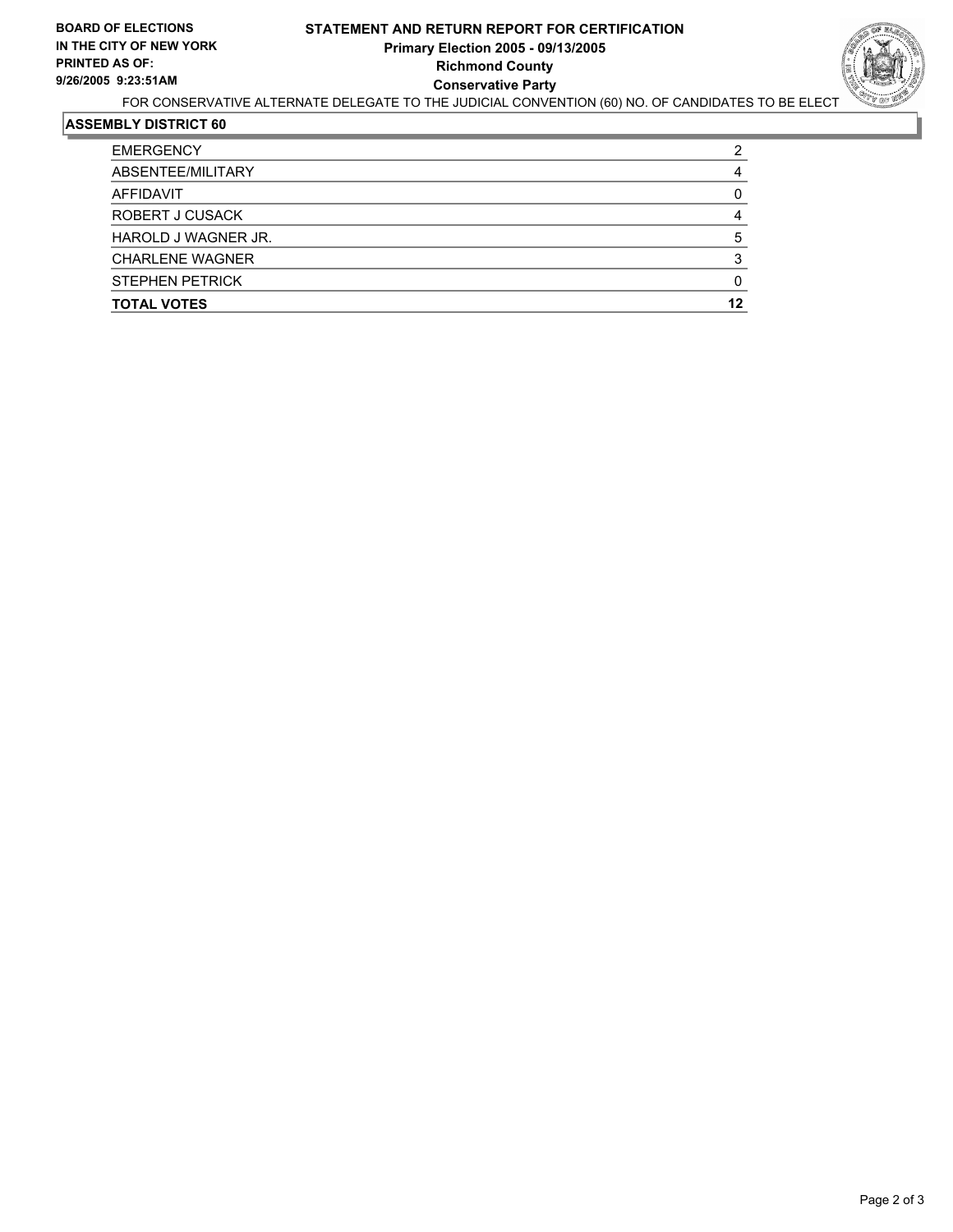**BOARD OF ELECTIONS IN THE CITY OF NEW YORK**
**PRINTED AS OF:**
**9/26/2005 9:23:51AM**

# STATEMENT AND RETURN REPORT FOR CERTIFICATION
## Primary Election 2005 - 09/13/2005
## Richmond County
## Conservative Party

FOR CONSERVATIVE ALTERNATE DELEGATE TO THE JUDICIAL CONVENTION (60) NO. OF CANDIDATES TO BE ELECT

### ASSEMBLY DISTRICT 60

| | |
|---|---|
| EMERGENCY | 2 |
| ABSENTEE/MILITARY | 4 |
| AFFIDAVIT | 0 |
| ROBERT J CUSACK | 4 |
| HAROLD J WAGNER JR. | 5 |
| CHARLENE WAGNER | 3 |
| STEPHEN PETRICK | 0 |
| **TOTAL VOTES** | **12** |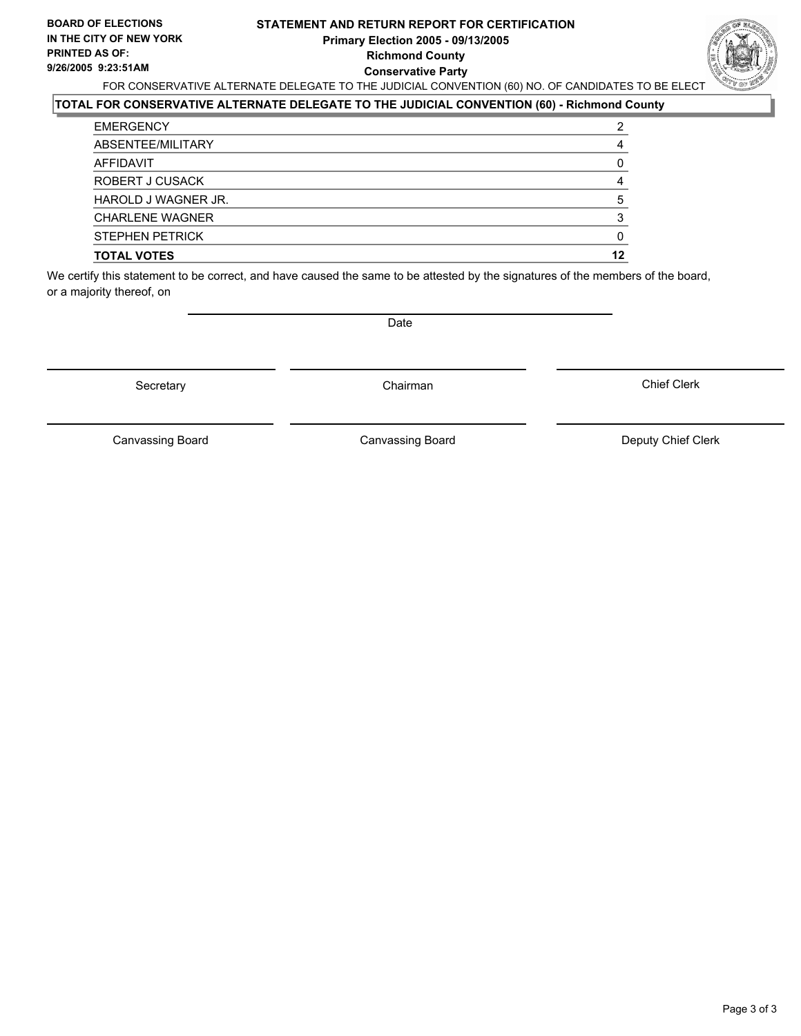**BOARD OF ELECTIONS IN THE CITY OF NEW YORK PRINTED AS OF: 9/26/2005 9:23:51AM**

**STATEMENT AND RETURN REPORT FOR CERTIFICATION**
**Primary Election 2005 - 09/13/2005**
**Richmond County**
**Conservative Party**

FOR CONSERVATIVE ALTERNATE DELEGATE TO THE JUDICIAL CONVENTION (60) NO. OF CANDIDATES TO BE ELECT

**TOTAL FOR CONSERVATIVE ALTERNATE DELEGATE TO THE JUDICIAL CONVENTION (60) - Richmond County**

| | |
|---|---|
| EMERGENCY | 2 |
| ABSENTEE/MILITARY | 4 |
| AFFIDAVIT | 0 |
| ROBERT J CUSACK | 4 |
| HAROLD J WAGNER JR. | 5 |
| CHARLENE WAGNER | 3 |
| STEPHEN PETRICK | 0 |
| **TOTAL VOTES** | **12** |

We certify this statement to be correct, and have caused the same to be attested by the signatures of the members of the board, or a majority thereof, on

Date

Secretary | Chairman | Chief Clerk

Canvassing Board | Canvassing Board | Deputy Chief Clerk